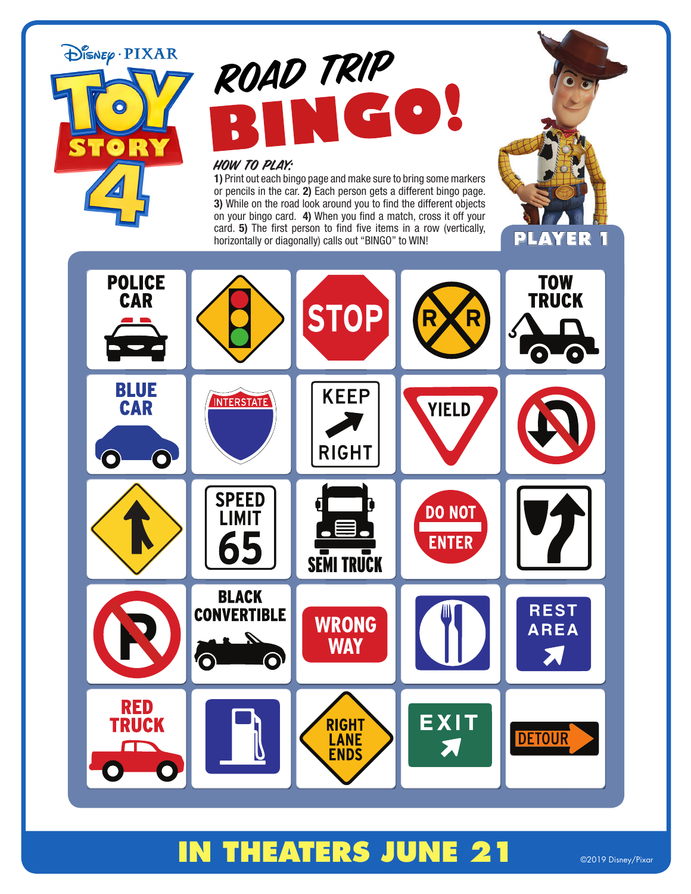Disney · PIXAR

TOY STORY 4

# ROAD TRIP BINGO!

### HOW TO PLAY:

**1)** Print out each bingo page and make sure to bring some markers or pencils in the car. **2)** Each person gets a different bingo page. **3)** While on the road look around you to find the different objects on your bingo card. **4)** When you find a match, cross it off your card. **5)** The first person to find five items in a row (vertically, horizontally or diagonally) calls out "BINGO" to WIN!

**PLAYER 1**

| | | | | |
|---|---|---|---|---|
| POLICE CAR | | STOP | R R | TOW TRUCK |
| BLUE CAR | INTERSTATE | KEEP RIGHT | YIELD | |
| | SPEED LIMIT 65 | SEMI TRUCK | DO NOT ENTER | |
| | BLACK CONVERTIBLE | WRONG WAY | | REST AREA |
| RED TRUCK | | RIGHT LANE ENDS | EXIT | DETOUR |

**IN THEATERS JUNE 21**

©2019 Disney/Pixar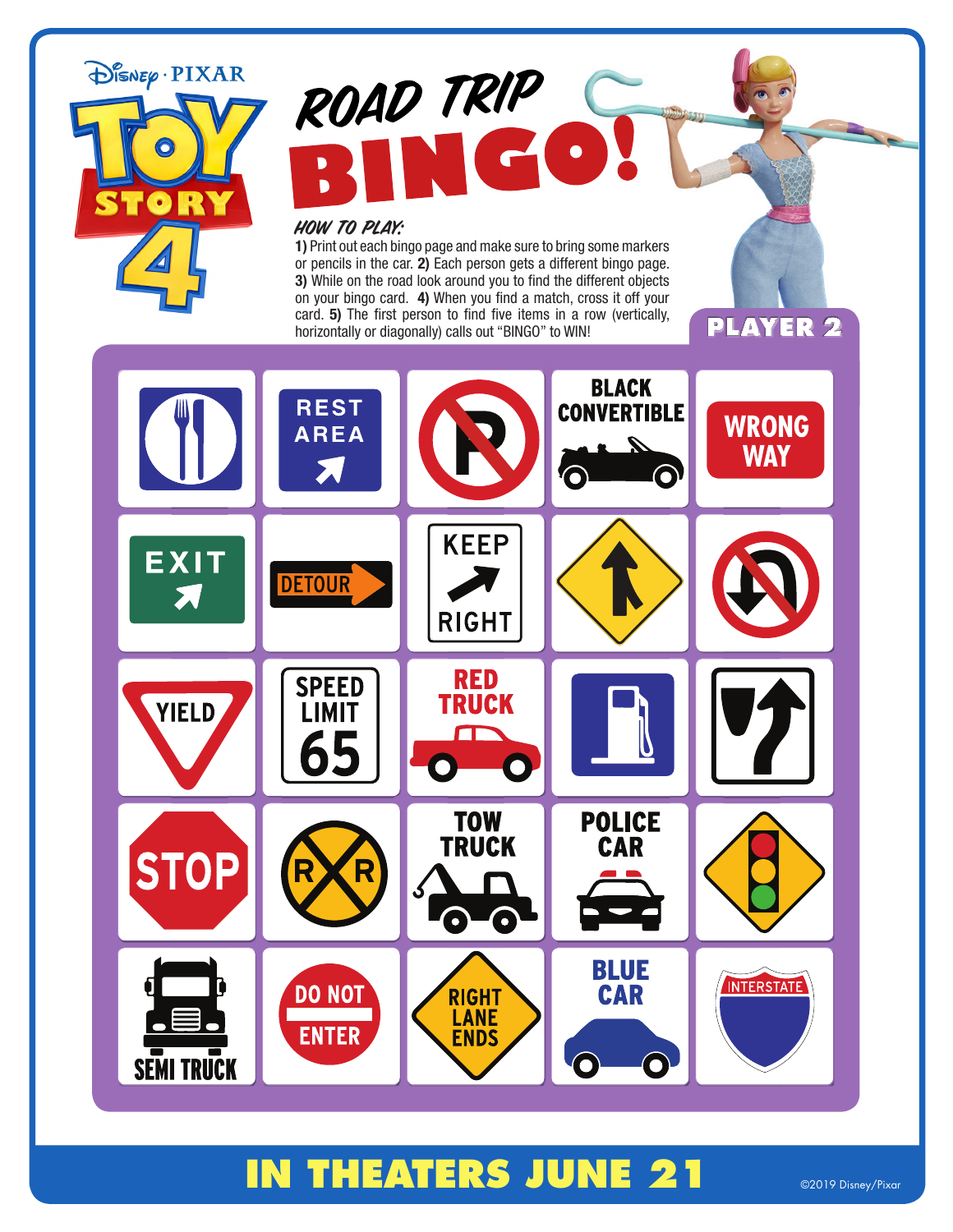Disney · PIXAR

TOY STORY 4

# ROAD TRIP BINGO!

### HOW TO PLAY:

**1)** Print out each bingo page and make sure to bring some markers or pencils in the car. **2)** Each person gets a different bingo page. **3)** While on the road look around you to find the different objects on your bingo card. **4)** When you find a match, cross it off your card. **5)** The first person to find five items in a row (vertically, horizontally or diagonally) calls out "BINGO" to WIN!

## PLAYER 2

| | | | | |
|---|---|---|---|---|
| | REST AREA | | BLACK CONVERTIBLE | WRONG WAY |
| EXIT | DETOUR | KEEP RIGHT | | |
| YIELD | SPEED LIMIT 65 | RED TRUCK | | |
| STOP | R R | TOW TRUCK | POLICE CAR | |
| SEMI TRUCK | DO NOT ENTER | RIGHT LANE ENDS | BLUE CAR | INTERSTATE |

**IN THEATERS JUNE 21**

©2019 Disney/Pixar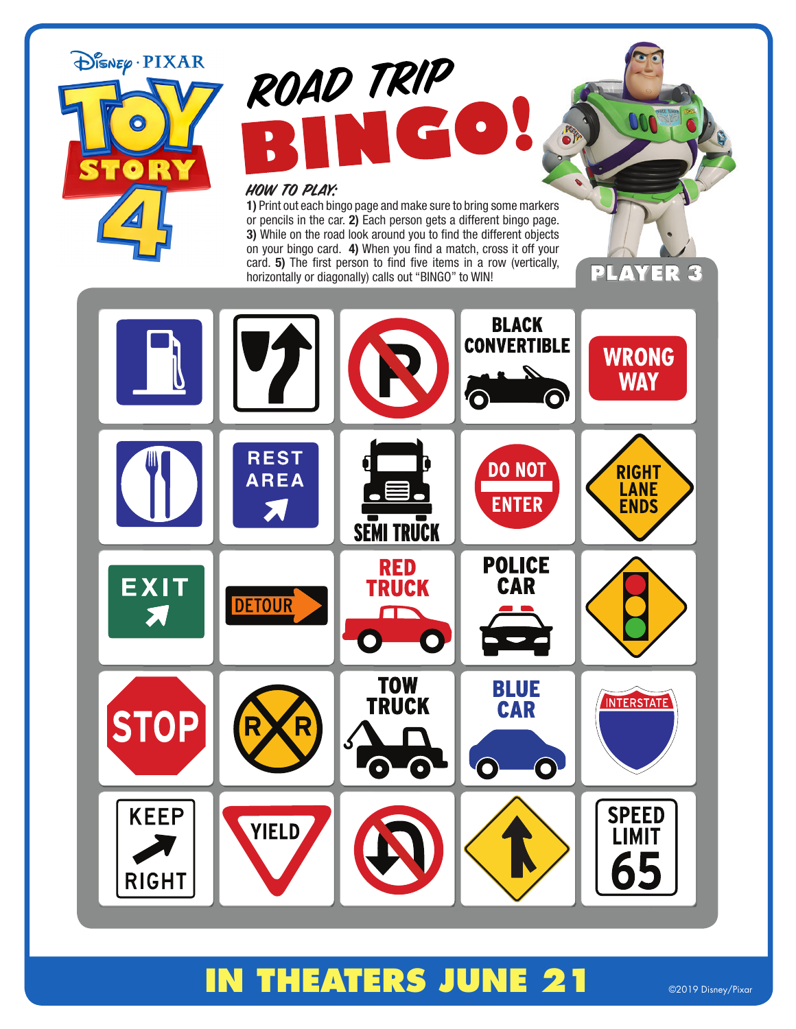Disney · PIXAR

TOY STORY 4

# ROAD TRIP BINGO!

### HOW TO PLAY:

**1)** Print out each bingo page and make sure to bring some markers or pencils in the car. **2)** Each person gets a different bingo page. **3)** While on the road look around you to find the different objects on your bingo card. **4)** When you find a match, cross it off your card. **5)** The first person to find five items in a row (vertically, horizontally or diagonally) calls out "BINGO" to WIN!

## PLAYER 3

| | | | | |
|---|---|---|---|---|
| | | | BLACK CONVERTIBLE | WRONG WAY |
| | REST AREA | SEMI TRUCK | DO NOT ENTER | RIGHT LANE ENDS |
| EXIT | DETOUR | RED TRUCK | POLICE CAR | |
| STOP | R R | TOW TRUCK | BLUE CAR | INTERSTATE |
| KEEP RIGHT | YIELD | | | SPEED LIMIT 65 |

# IN THEATERS JUNE 21

©2019 Disney/Pixar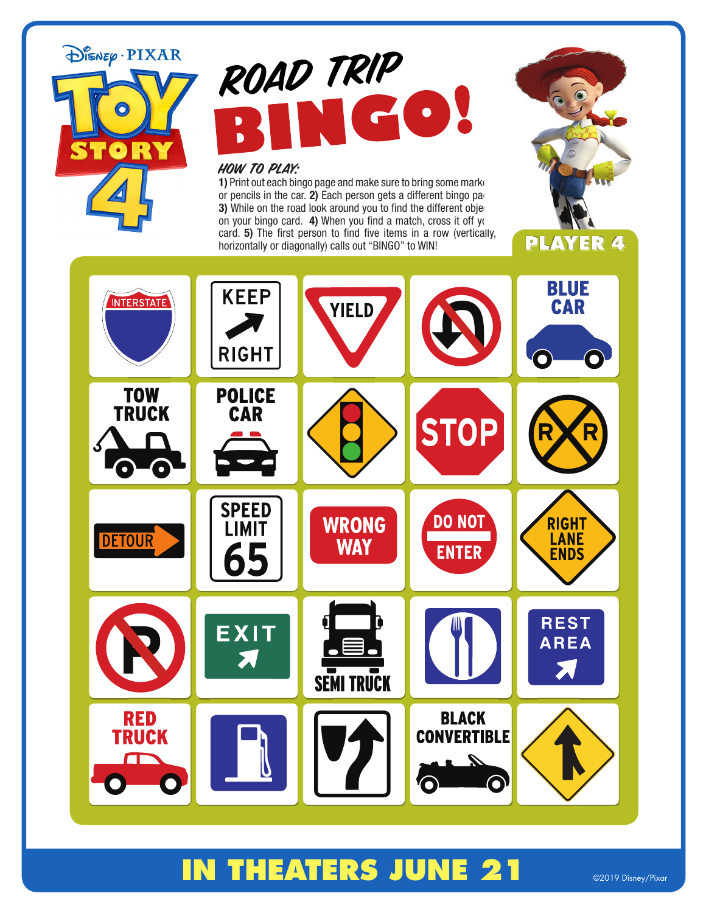Disney · PIXAR

TOY STORY 4

# ROAD TRIP BINGO!

*HOW TO PLAY:*
**1)** Print out each bingo page and make sure to bring some marke or pencils in the car. **2)** Each person gets a different bingo pa **3)** While on the road look around you to find the different obje on your bingo card. **4)** When you find a match, cross it off yo card. **5)** The first person to find five items in a row (vertically, horizontally or diagonally) calls out "BINGO" to WIN!

## PLAYER 4

| | | | | |
|---|---|---|---|---|
| INTERSTATE | KEEP RIGHT | YIELD | | BLUE CAR |
| TOW TRUCK | POLICE CAR | | STOP | R R |
| DETOUR | SPEED LIMIT 65 | WRONG WAY | DO NOT ENTER | RIGHT LANE ENDS |
| | EXIT | SEMI TRUCK | | REST AREA |
| RED TRUCK | | | BLACK CONVERTIBLE | |

IN THEATERS JUNE 21

©2019 Disney/Pixar